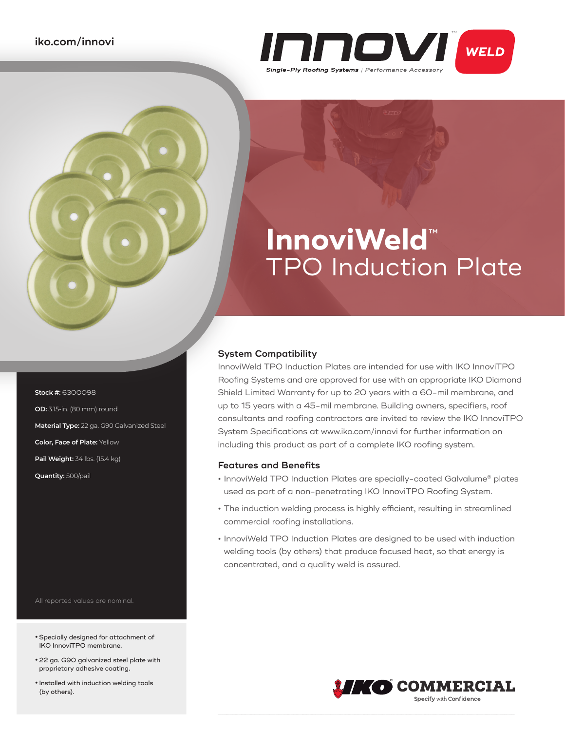iko.com/innovi

INNOVI™ WELD

*Single-Ply Roofing Systems* | Performance Accessory

# InnoviWeld™ TPO Induction Plate

**Stock #:** 6300098

**OD:** 3.15-in. (80 mm) round

**Material Type:** 22 ga. G90 Galvanized Steel

**Color, Face of Plate:** Yellow

**Pail Weight:** 34 lbs. (15.4 kg)

**Quantity:** 500/pail

All reported values are nominal.

- Specially designed for attachment of IKO InnoviTPO membrane.
- 22 ga. G90 galvanized steel plate with proprietary adhesive coating.
- Installed with induction welding tools (by others).

## System Compatibility

InnoviWeld TPO Induction Plates are intended for use with IKO InnoviTPO Roofing Systems and are approved for use with an appropriate IKO Diamond Shield Limited Warranty for up to 20 years with a 60-mil membrane, and up to 15 years with a 45-mil membrane. Building owners, specifiers, roof consultants and roofing contractors are invited to review the IKO InnoviTPO System Specifications at www.iko.com/innovi for further information on including this product as part of a complete IKO roofing system.

## Features and Benefits

- InnoviWeld TPO Induction Plates are specially-coated Galvalume® plates used as part of a non-penetrating IKO InnoviTPO Roofing System.
- The induction welding process is highly efficient, resulting in streamlined commercial roofing installations.
- InnoviWeld TPO Induction Plates are designed to be used with induction welding tools (by others) that produce focused heat, so that energy is concentrated, and a quality weld is assured.

IKO® COMMERCIAL

Specify with Confidence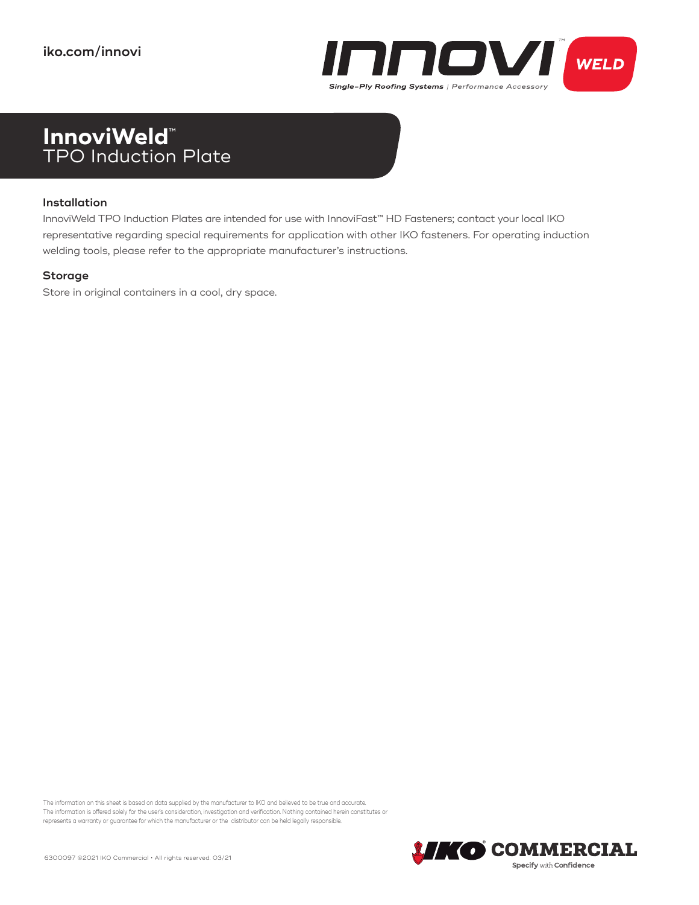iko.com/innovi

# InnoviWeld™
## TPO Induction Plate

### Installation

InnoviWeld TPO Induction Plates are intended for use with InnoviFast™ HD Fasteners; contact your local IKO representative regarding special requirements for application with other IKO fasteners. For operating induction welding tools, please refer to the appropriate manufacturer's instructions.

### Storage

Store in original containers in a cool, dry space.

The information on this sheet is based on data supplied by the manufacturer to IKO and believed to be true and accurate. The information is offered solely for the user's consideration, investigation and verification. Nothing contained herein constitutes or represents a warranty or guarantee for which the manufacturer or the distributor can be held legally responsible.

6300097 ©2021 IKO Commercial • All rights reserved. 03/21